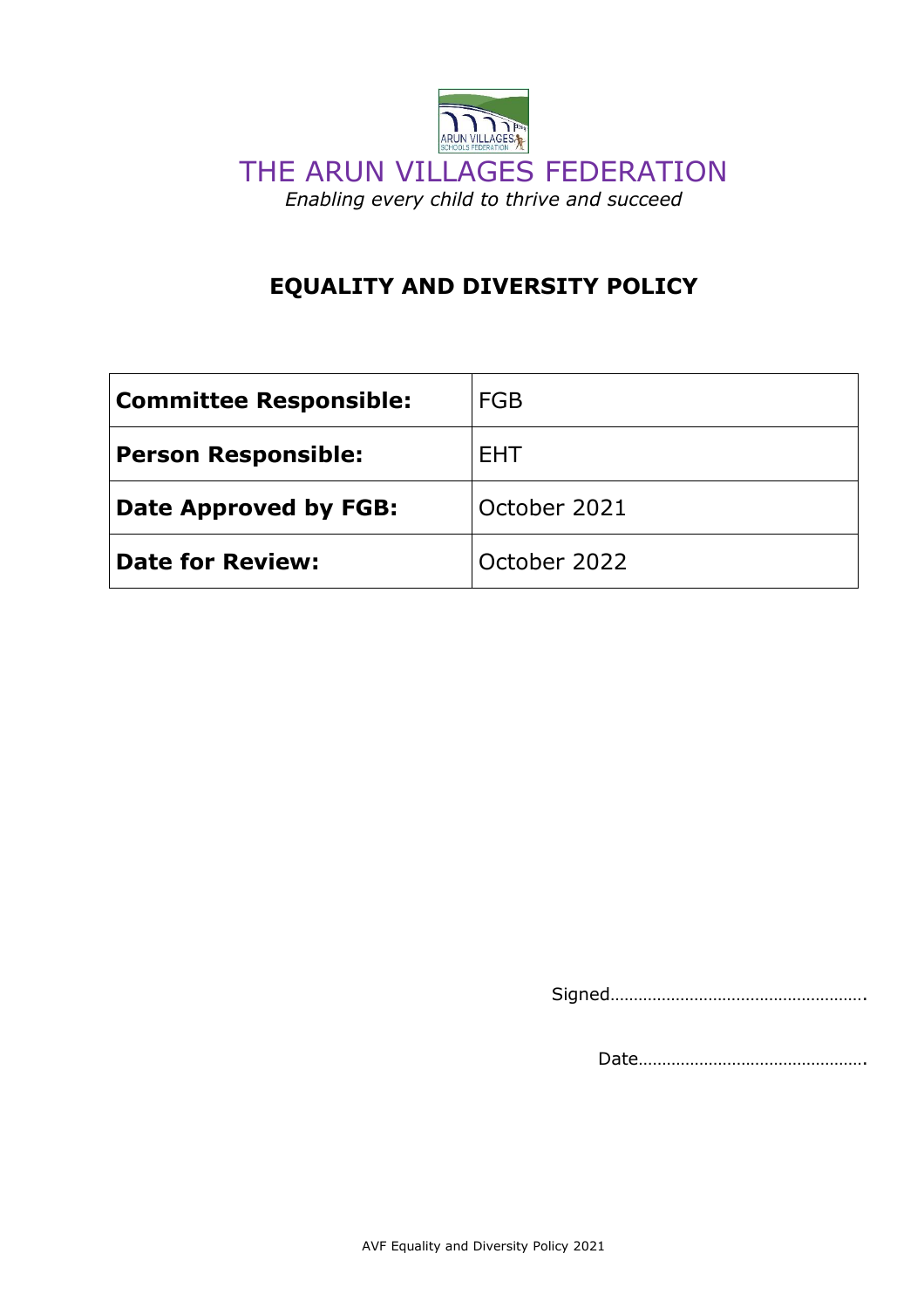# THE ARUN VILLAGES FEDERATION

*Enabling every child to thrive and succeed*

## EQUALITY AND DIVERSITY POLICY

| **Committee Responsible:** | FGB |
|---|---|
| **Person Responsible:** | EHT |
| **Date Approved by FGB:** | October 2021 |
| **Date for Review:** | October 2022 |

Signed……………………………………………….

Date………………………………………….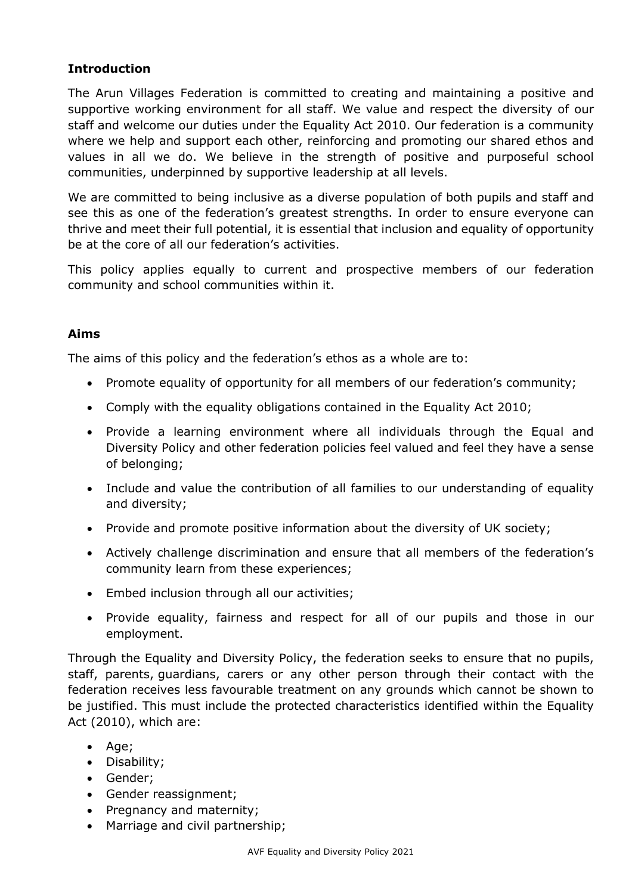## Introduction

The Arun Villages Federation is committed to creating and maintaining a positive and supportive working environment for all staff. We value and respect the diversity of our staff and welcome our duties under the Equality Act 2010. Our federation is a community where we help and support each other, reinforcing and promoting our shared ethos and values in all we do. We believe in the strength of positive and purposeful school communities, underpinned by supportive leadership at all levels.

We are committed to being inclusive as a diverse population of both pupils and staff and see this as one of the federation's greatest strengths. In order to ensure everyone can thrive and meet their full potential, it is essential that inclusion and equality of opportunity be at the core of all our federation's activities.

This policy applies equally to current and prospective members of our federation community and school communities within it.

## Aims

The aims of this policy and the federation's ethos as a whole are to:

- Promote equality of opportunity for all members of our federation's community;
- Comply with the equality obligations contained in the Equality Act 2010;
- Provide a learning environment where all individuals through the Equal and Diversity Policy and other federation policies feel valued and feel they have a sense of belonging;
- Include and value the contribution of all families to our understanding of equality and diversity;
- Provide and promote positive information about the diversity of UK society;
- Actively challenge discrimination and ensure that all members of the federation's community learn from these experiences;
- Embed inclusion through all our activities;
- Provide equality, fairness and respect for all of our pupils and those in our employment.

Through the Equality and Diversity Policy, the federation seeks to ensure that no pupils, staff, parents, guardians, carers or any other person through their contact with the federation receives less favourable treatment on any grounds which cannot be shown to be justified. This must include the protected characteristics identified within the Equality Act (2010), which are:

- Age;
- Disability;
- Gender;
- Gender reassignment;
- Pregnancy and maternity;
- Marriage and civil partnership;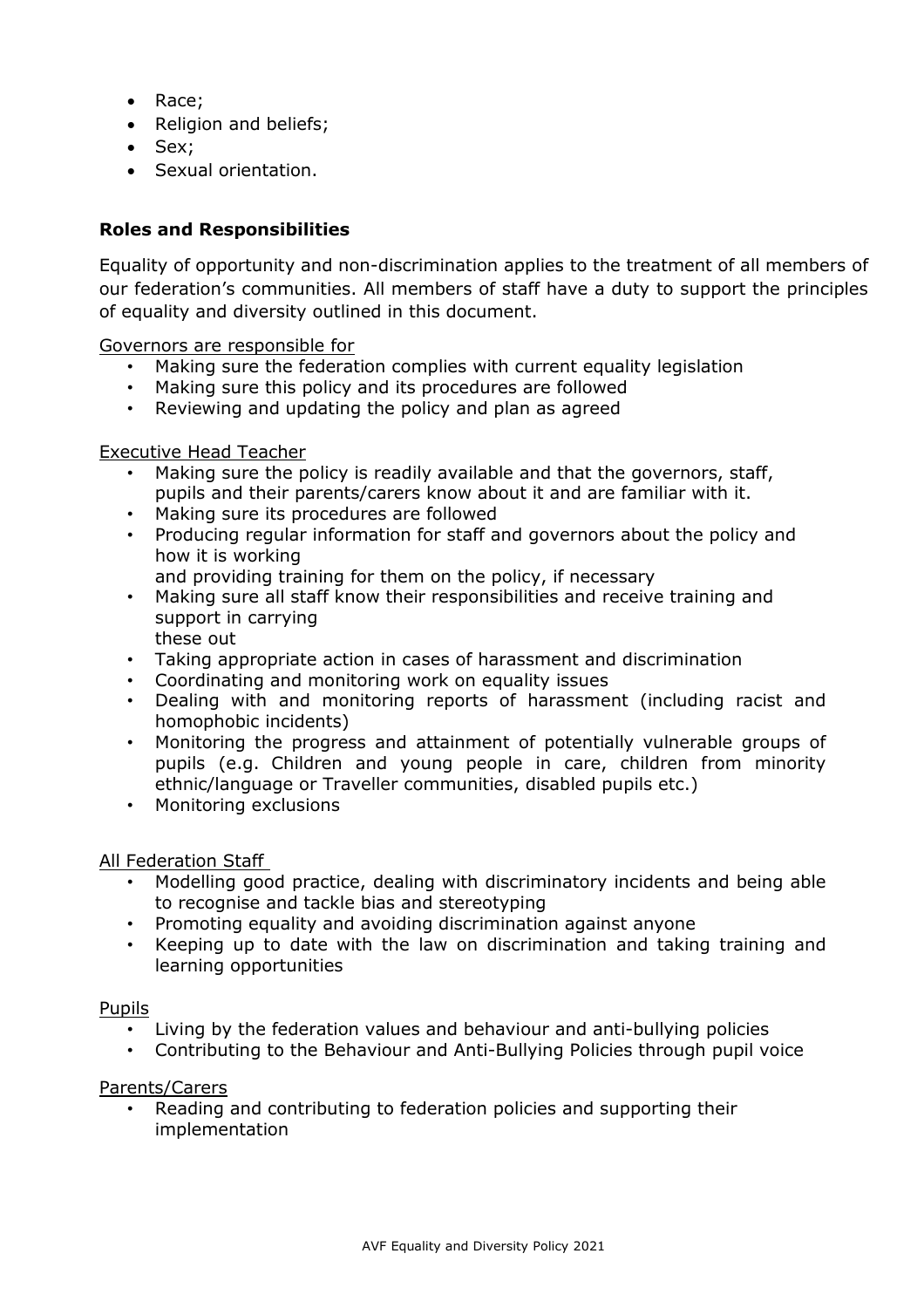- Race;
- Religion and beliefs;
- Sex;
- Sexual orientation.

**Roles and Responsibilities**

Equality of opportunity and non-discrimination applies to the treatment of all members of our federation's communities. All members of staff have a duty to support the principles of equality and diversity outlined in this document.

Governors are responsible for

- Making sure the federation complies with current equality legislation
- Making sure this policy and its procedures are followed
- Reviewing and updating the policy and plan as agreed

Executive Head Teacher

- Making sure the policy is readily available and that the governors, staff, pupils and their parents/carers know about it and are familiar with it.
- Making sure its procedures are followed
- Producing regular information for staff and governors about the policy and how it is working and providing training for them on the policy, if necessary
- Making sure all staff know their responsibilities and receive training and support in carrying these out
- Taking appropriate action in cases of harassment and discrimination
- Coordinating and monitoring work on equality issues
- Dealing with and monitoring reports of harassment (including racist and homophobic incidents)
- Monitoring the progress and attainment of potentially vulnerable groups of pupils (e.g. Children and young people in care, children from minority ethnic/language or Traveller communities, disabled pupils etc.)
- Monitoring exclusions

All Federation Staff

- Modelling good practice, dealing with discriminatory incidents and being able to recognise and tackle bias and stereotyping
- Promoting equality and avoiding discrimination against anyone
- Keeping up to date with the law on discrimination and taking training and learning opportunities

Pupils

- Living by the federation values and behaviour and anti-bullying policies
- Contributing to the Behaviour and Anti-Bullying Policies through pupil voice

Parents/Carers

- Reading and contributing to federation policies and supporting their implementation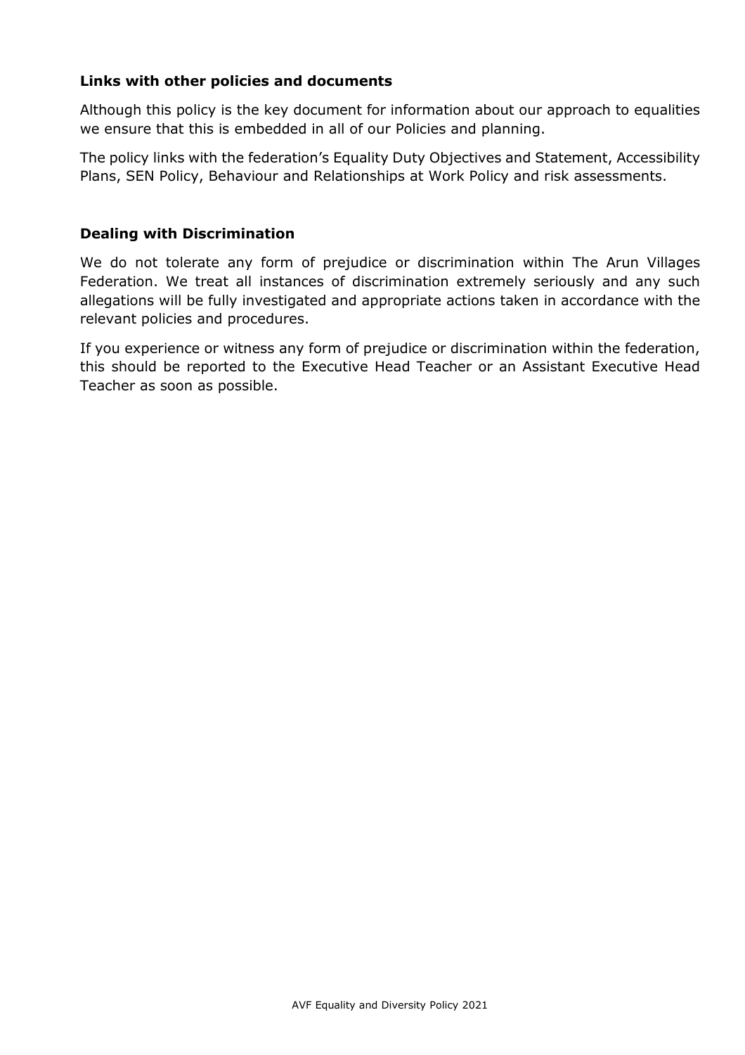**Links with other policies and documents**

Although this policy is the key document for information about our approach to equalities we ensure that this is embedded in all of our Policies and planning.

The policy links with the federation's Equality Duty Objectives and Statement, Accessibility Plans, SEN Policy, Behaviour and Relationships at Work Policy and risk assessments.

**Dealing with Discrimination**

We do not tolerate any form of prejudice or discrimination within The Arun Villages Federation. We treat all instances of discrimination extremely seriously and any such allegations will be fully investigated and appropriate actions taken in accordance with the relevant policies and procedures.

If you experience or witness any form of prejudice or discrimination within the federation, this should be reported to the Executive Head Teacher or an Assistant Executive Head Teacher as soon as possible.